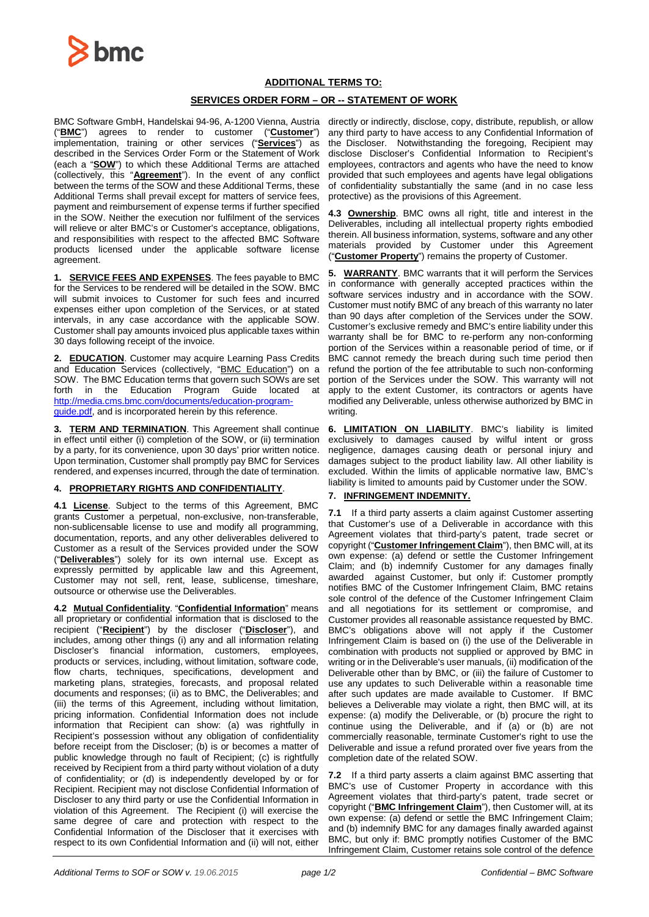## ADDITIONAL TERMS TO:

## SERVICES ORDER FORM – OR -- STATEMENT OF WORK

BMC Software GmbH, Handelskai 94-96, A-1200 Vienna, Austria ("**BMC**") agrees to render to customer ("**Customer**") implementation, training or other services ("**Services**") as described in the Services Order Form or the Statement of Work (each a "**SOW**") to which these Additional Terms are attached (collectively, this "**Agreement**"). In the event of any conflict between the terms of the SOW and these Additional Terms, these Additional Terms shall prevail except for matters of service fees, payment and reimbursement of expense terms if further specified in the SOW. Neither the execution nor fulfilment of the services will relieve or alter BMC's or Customer's acceptance, obligations, and responsibilities with respect to the affected BMC Software products licensed under the applicable software license agreement.

**1. SERVICE FEES AND EXPENSES**. The fees payable to BMC for the Services to be rendered will be detailed in the SOW. BMC will submit invoices to Customer for such fees and incurred expenses either upon completion of the Services, or at stated intervals, in any case accordance with the applicable SOW. Customer shall pay amounts invoiced plus applicable taxes within 30 days following receipt of the invoice.

**2. EDUCATION**. Customer may acquire Learning Pass Credits and Education Services (collectively, "BMC Education") on a SOW. The BMC Education terms that govern such SOWs are set forth in the Education Program Guide located at http://media.cms.bmc.com/documents/education-program-guide.pdf, and is incorporated herein by this reference.

**3. TERM AND TERMINATION**. This Agreement shall continue in effect until either (i) completion of the SOW, or (ii) termination by a party, for its convenience, upon 30 days' prior written notice. Upon termination, Customer shall promptly pay BMC for Services rendered, and expenses incurred, through the date of termination.

**4. PROPRIETARY RIGHTS AND CONFIDENTIALITY**.

**4.1 License**. Subject to the terms of this Agreement, BMC grants Customer a perpetual, non-exclusive, non-transferable, non-sublicensable license to use and modify all programming, documentation, reports, and any other deliverables delivered to Customer as a result of the Services provided under the SOW ("**Deliverables**") solely for its own internal use. Except as expressly permitted by applicable law and this Agreement, Customer may not sell, rent, lease, sublicense, timeshare, outsource or otherwise use the Deliverables.

**4.2 Mutual Confidentiality**. "**Confidential Information**" means all proprietary or confidential information that is disclosed to the recipient ("**Recipient**") by the discloser ("**Discloser**"), and includes, among other things (i) any and all information relating Discloser's financial information, customers, employees, products or services, including, without limitation, software code, flow charts, techniques, specifications, development and marketing plans, strategies, forecasts, and proposal related documents and responses; (ii) as to BMC, the Deliverables; and (iii) the terms of this Agreement, including without limitation, pricing information. Confidential Information does not include information that Recipient can show: (a) was rightfully in Recipient's possession without any obligation of confidentiality before receipt from the Discloser; (b) is or becomes a matter of public knowledge through no fault of Recipient; (c) is rightfully received by Recipient from a third party without violation of a duty of confidentiality; or (d) is independently developed by or for Recipient. Recipient may not disclose Confidential Information of Discloser to any third party or use the Confidential Information in violation of this Agreement. The Recipient (i) will exercise the same degree of care and protection with respect to the Confidential Information of the Discloser that it exercises with respect to its own Confidential Information and (ii) will not, either directly or indirectly, disclose, copy, distribute, republish, or allow any third party to have access to any Confidential Information of the Discloser. Notwithstanding the foregoing, Recipient may disclose Discloser's Confidential Information to Recipient's employees, contractors and agents who have the need to know provided that such employees and agents have legal obligations of confidentiality substantially the same (and in no case less protective) as the provisions of this Agreement.

**4.3 Ownership**. BMC owns all right, title and interest in the Deliverables, including all intellectual property rights embodied therein. All business information, systems, software and any other materials provided by Customer under this Agreement ("**Customer Property**") remains the property of Customer.

**5. WARRANTY**. BMC warrants that it will perform the Services in conformance with generally accepted practices within the software services industry and in accordance with the SOW. Customer must notify BMC of any breach of this warranty no later than 90 days after completion of the Services under the SOW. Customer's exclusive remedy and BMC's entire liability under this warranty shall be for BMC to re-perform any non-conforming portion of the Services within a reasonable period of time, or if BMC cannot remedy the breach during such time period then refund the portion of the fee attributable to such non-conforming portion of the Services under the SOW. This warranty will not apply to the extent Customer, its contractors or agents have modified any Deliverable, unless otherwise authorized by BMC in writing.

**6. LIMITATION ON LIABILITY**. BMC's liability is limited exclusively to damages caused by wilful intent or gross negligence, damages causing death or personal injury and damages subject to the product liability law. All other liability is excluded. Within the limits of applicable normative law, BMC's liability is limited to amounts paid by Customer under the SOW.

**7. INFRINGEMENT INDEMNITY.**

**7.1** If a third party asserts a claim against Customer asserting that Customer's use of a Deliverable in accordance with this Agreement violates that third-party's patent, trade secret or copyright ("**Customer Infringement Claim**"), then BMC will, at its own expense: (a) defend or settle the Customer Infringement Claim; and (b) indemnify Customer for any damages finally awarded against Customer, but only if: Customer promptly notifies BMC of the Customer Infringement Claim, BMC retains sole control of the defence of the Customer Infringement Claim and all negotiations for its settlement or compromise, and Customer provides all reasonable assistance requested by BMC. BMC's obligations above will not apply if the Customer Infringement Claim is based on (i) the use of the Deliverable in combination with products not supplied or approved by BMC in writing or in the Deliverable's user manuals, (ii) modification of the Deliverable other than by BMC, or (iii) the failure of Customer to use any updates to such Deliverable within a reasonable time after such updates are made available to Customer. If BMC believes a Deliverable may violate a right, then BMC will, at its expense: (a) modify the Deliverable, or (b) procure the right to continue using the Deliverable, and if (a) or (b) are not commercially reasonable, terminate Customer's right to use the Deliverable and issue a refund prorated over five years from the completion date of the related SOW.

**7.2** If a third party asserts a claim against BMC asserting that BMC's use of Customer Property in accordance with this Agreement violates that third-party's patent, trade secret or copyright ("**BMC Infringement Claim**"), then Customer will, at its own expense: (a) defend or settle the BMC Infringement Claim; and (b) indemnify BMC for any damages finally awarded against BMC, but only if: BMC promptly notifies Customer of the BMC Infringement Claim, Customer retains sole control of the defence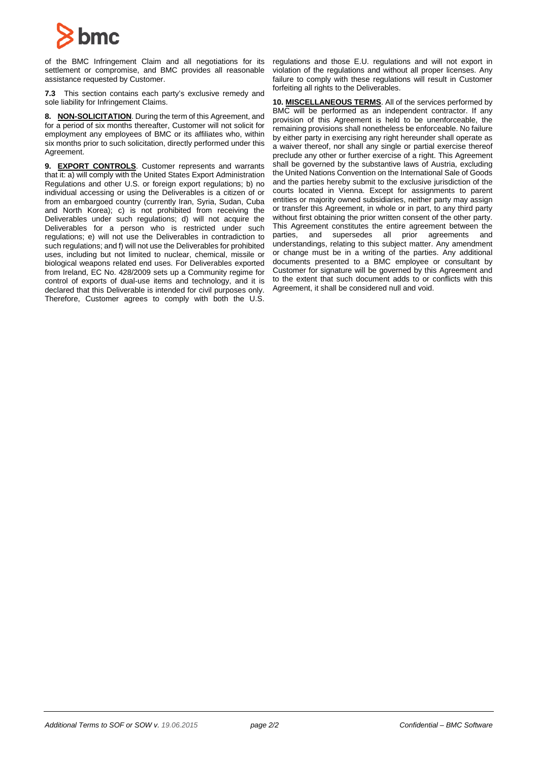of the BMC Infringement Claim and all negotiations for its settlement or compromise, and BMC provides all reasonable assistance requested by Customer.

**7.3** This section contains each party's exclusive remedy and sole liability for Infringement Claims.

**8. NON-SOLICITATION**. During the term of this Agreement, and for a period of six months thereafter, Customer will not solicit for employment any employees of BMC or its affiliates who, within six months prior to such solicitation, directly performed under this Agreement.

**9. EXPORT CONTROLS**. Customer represents and warrants that it: a) will comply with the United States Export Administration Regulations and other U.S. or foreign export regulations; b) no individual accessing or using the Deliverables is a citizen of or from an embargoed country (currently Iran, Syria, Sudan, Cuba and North Korea); c) is not prohibited from receiving the Deliverables under such regulations; d) will not acquire the Deliverables for a person who is restricted under such regulations; e) will not use the Deliverables in contradiction to such regulations; and f) will not use the Deliverables for prohibited uses, including but not limited to nuclear, chemical, missile or biological weapons related end uses. For Deliverables exported from Ireland, EC No. 428/2009 sets up a Community regime for control of exports of dual-use items and technology, and it is declared that this Deliverable is intended for civil purposes only. Therefore, Customer agrees to comply with both the U.S. regulations and those E.U. regulations and will not export in violation of the regulations and without all proper licenses. Any failure to comply with these regulations will result in Customer forfeiting all rights to the Deliverables.

**10. MISCELLANEOUS TERMS**. All of the services performed by BMC will be performed as an independent contractor. If any provision of this Agreement is held to be unenforceable, the remaining provisions shall nonetheless be enforceable. No failure by either party in exercising any right hereunder shall operate as a waiver thereof, nor shall any single or partial exercise thereof preclude any other or further exercise of a right. This Agreement shall be governed by the substantive laws of Austria, excluding the United Nations Convention on the International Sale of Goods and the parties hereby submit to the exclusive jurisdiction of the courts located in Vienna. Except for assignments to parent entities or majority owned subsidiaries, neither party may assign or transfer this Agreement, in whole or in part, to any third party without first obtaining the prior written consent of the other party. This Agreement constitutes the entire agreement between the parties, and supersedes all prior agreements and understandings, relating to this subject matter. Any amendment or change must be in a writing of the parties. Any additional documents presented to a BMC employee or consultant by Customer for signature will be governed by this Agreement and to the extent that such document adds to or conflicts with this Agreement, it shall be considered null and void.